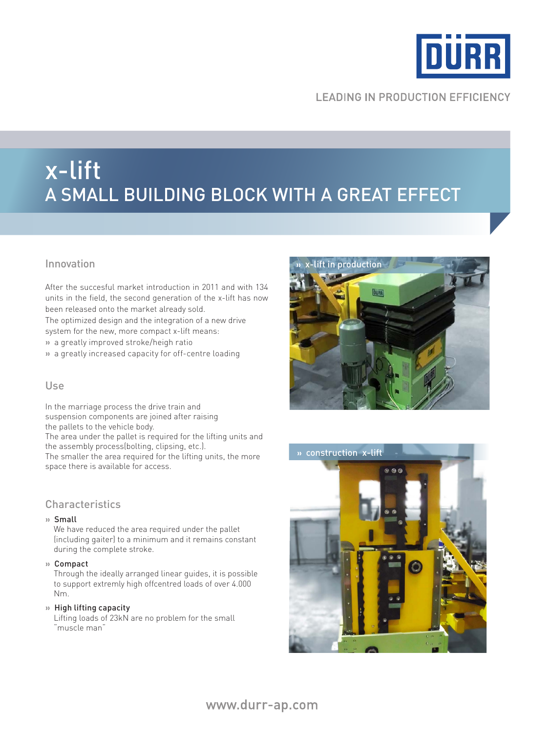LEADING IN PRODUCTION EFFICIENCY

# x-lift
## A SMALL BUILDING BLOCK WITH A GREAT EFFECT

### Innovation

After the succesful market introduction in 2011 and with 134 units in the field, the second generation of the x-lift has now been released onto the market already sold.
The optimized design and the integration of a new drive system for the new, more compact x-lift means:

» a greatly improved stroke/heigh ratio
» a greatly increased capacity for off-centre loading

### Use

In the marriage process the drive train and suspension components are joined after raising the pallets to the vehicle body.
The area under the pallet is required for the lifting units and the assembly process(bolting, clipsing, etc.).
The smaller the area required for the lifting units, the more space there is available for access.

### Characteristics

» **Small**
We have reduced the area required under the pallet (including gaiter) to a minimum and it remains constant during the complete stroke.

» **Compact**
Through the ideally arranged linear guides, it is possible to support extremly high offcentred loads of over 4.000 Nm.

» **High lifting capacity**
Lifting loads of 23kN are no problem for the small "muscle man"

» x-lift in production

» construction x-lift

www.durr-ap.com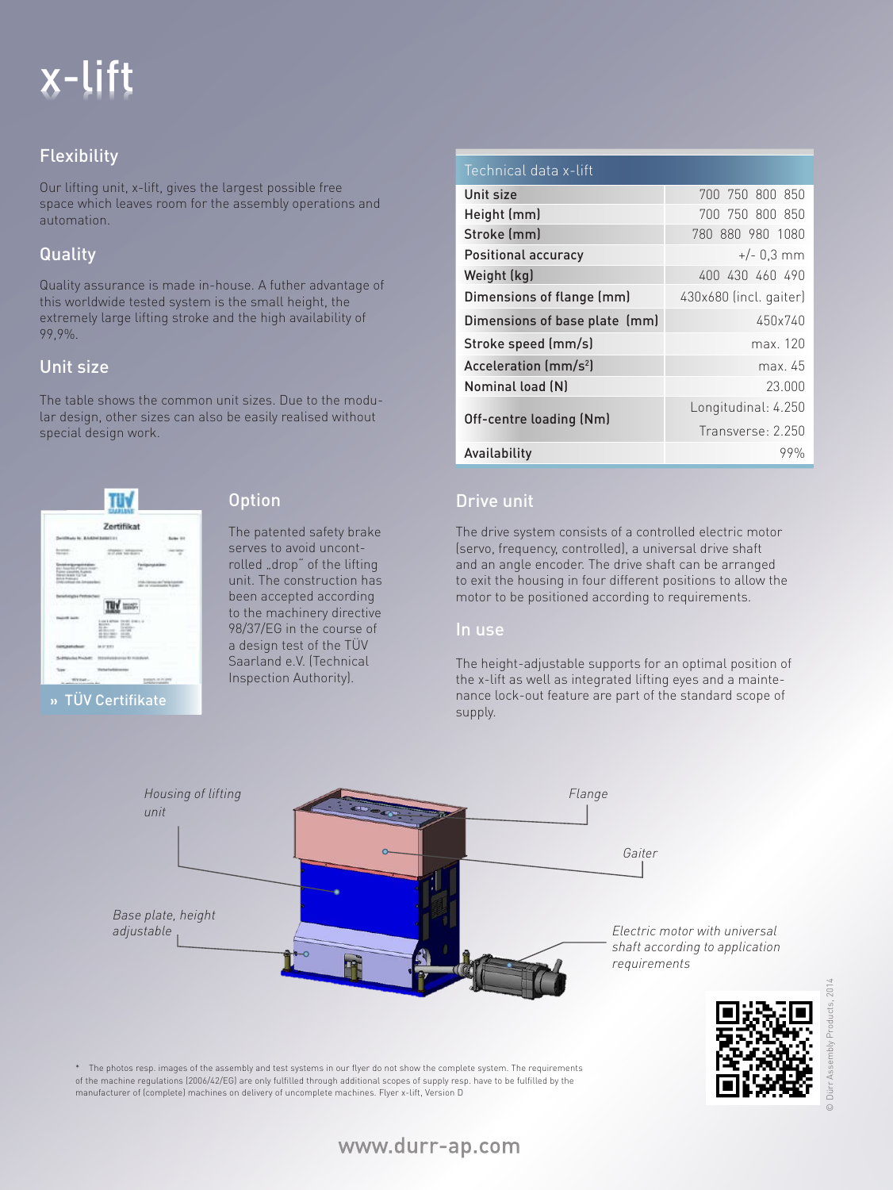# x-lift

## Flexibility

Our lifting unit, x-lift, gives the largest possible free space which leaves room for the assembly operations and automation.

## Quality

Quality assurance is made in-house. A futher advantage of this worldwide tested system is the small height, the extremely large lifting stroke and the high availability of 99,9%.

## Unit size

The table shows the common unit sizes. Due to the modular design, other sizes can also be easily realised without special design work.

| Technical data x-lift | |
|---|---|
| Unit size | 700 750 800 850 |
| Height (mm) | 700 750 800 850 |
| Stroke (mm) | 780 880 980 1080 |
| Positional accuracy | +/- 0,3 mm |
| Weight (kg) | 400 430 460 490 |
| Dimensions of flange (mm) | 430x680 (incl. gaiter) |
| Dimensions of base plate (mm) | 450x740 |
| Stroke speed (mm/s) | max. 120 |
| Acceleration (mm/s²) | max. 45 |
| Nominal load (N) | 23.000 |
| Off-centre loading (Nm) | Longitudinal: 4.250<br>Transverse: 2.250 |
| Availability | 99% |

» TÜV Certifikate

## Option

The patented safety brake serves to avoid uncontrolled „drop" of the lifting unit. The construction has been accepted according to the machinery directive 98/37/EG in the course of a design test of the TÜV Saarland e.V. (Technical Inspection Authority).

## Drive unit

The drive system consists of a controlled electric motor (servo, frequency, controlled), a universal drive shaft and an angle encoder. The drive shaft can be arranged to exit the housing in four different positions to allow the motor to be positioned according to requirements.

## In use

The height-adjustable supports for an optimal position of the x-lift as well as integrated lifting eyes and a maintenance lock-out feature are part of the standard scope of supply.

*Housing of lifting unit*

*Flange*

*Gaiter*

*Base plate, height adjustable*

*Electric motor with universal shaft according to application requirements*

* The photos resp. images of the assembly and test systems in our flyer do not show the complete system. The requirements of the machine regulations (2006/42/EG) are only fulfilled through additional scopes of supply resp. have to be fulfilled by the manufacturer of (complete) machines on delivery of uncomplete machines. Flyer x-lift, Version D

© Dürr Assembly Products, 2014

www.durr-ap.com